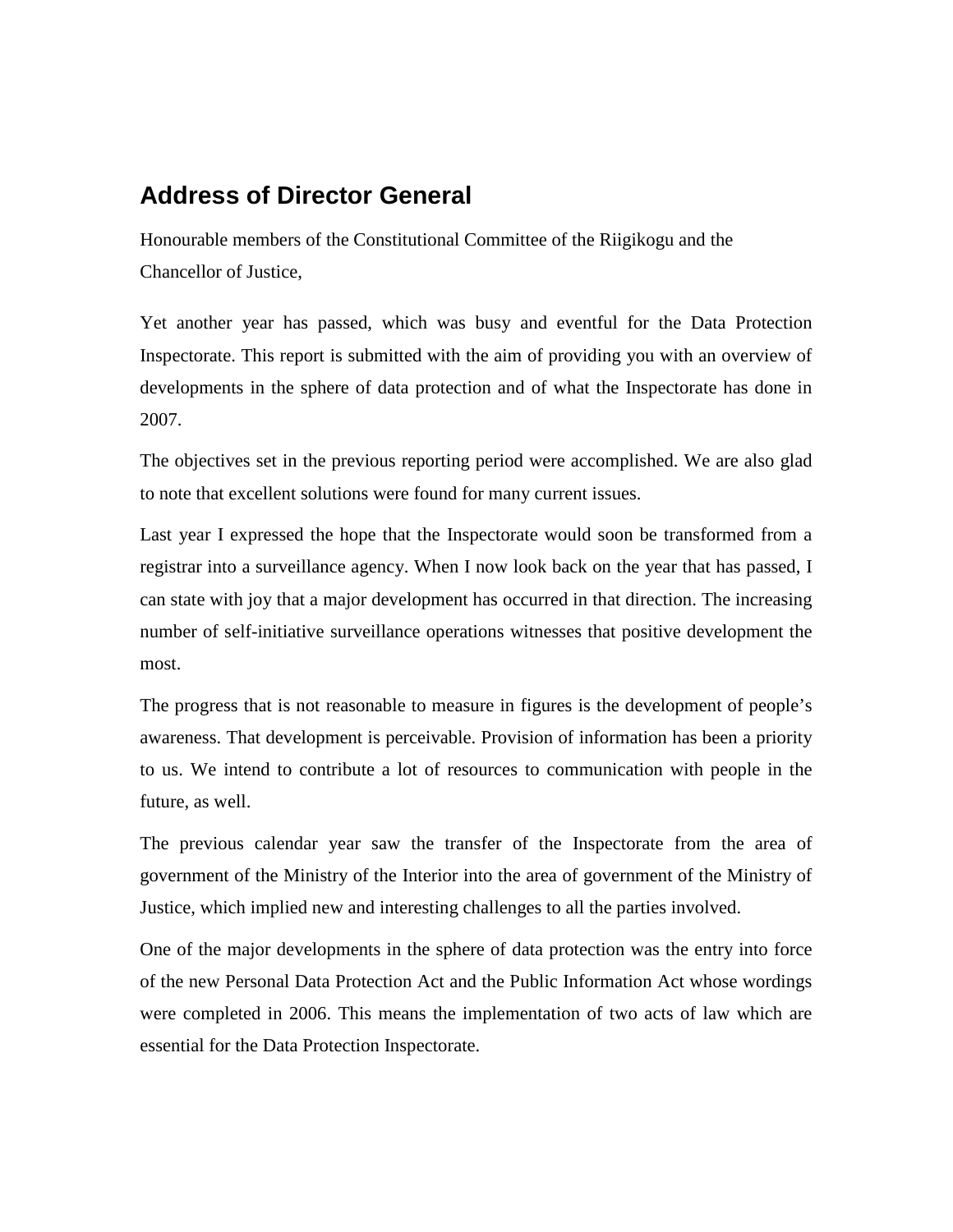# Address of Director General

Honourable members of the Constitutional Committee of the Riigikogu and the Chancellor of Justice,

Yet another year has passed, which was busy and eventful for the Data Protection Inspectorate. This report is submitted with the aim of providing you with an overview of developments in the sphere of data protection and of what the Inspectorate has done in 2007.

The objectives set in the previous reporting period were accomplished. We are also glad to note that excellent solutions were found for many current issues.

Last year I expressed the hope that the Inspectorate would soon be transformed from a registrar into a surveillance agency. When I now look back on the year that has passed, I can state with joy that a major development has occurred in that direction. The increasing number of self-initiative surveillance operations witnesses that positive development the most.

The progress that is not reasonable to measure in figures is the development of people's awareness. That development is perceivable. Provision of information has been a priority to us. We intend to contribute a lot of resources to communication with people in the future, as well.

The previous calendar year saw the transfer of the Inspectorate from the area of government of the Ministry of the Interior into the area of government of the Ministry of Justice, which implied new and interesting challenges to all the parties involved.

One of the major developments in the sphere of data protection was the entry into force of the new Personal Data Protection Act and the Public Information Act whose wordings were completed in 2006. This means the implementation of two acts of law which are essential for the Data Protection Inspectorate.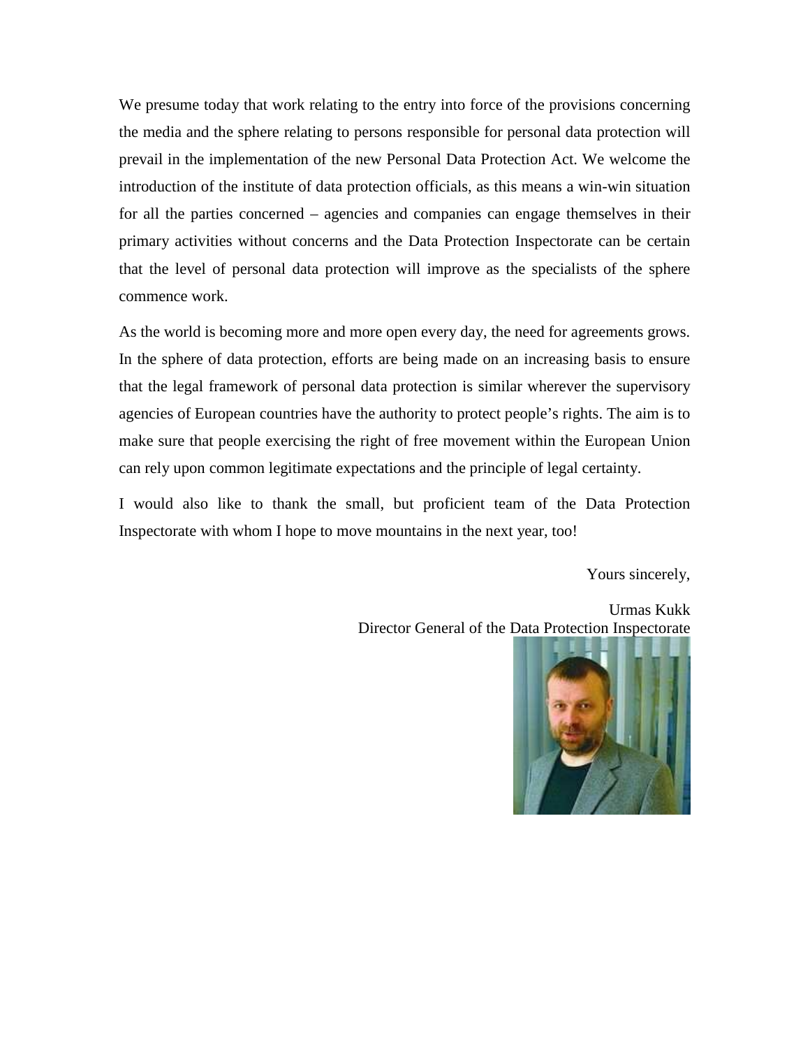We presume today that work relating to the entry into force of the provisions concerning the media and the sphere relating to persons responsible for personal data protection will prevail in the implementation of the new Personal Data Protection Act. We welcome the introduction of the institute of data protection officials, as this means a win-win situation for all the parties concerned – agencies and companies can engage themselves in their primary activities without concerns and the Data Protection Inspectorate can be certain that the level of personal data protection will improve as the specialists of the sphere commence work.

As the world is becoming more and more open every day, the need for agreements grows. In the sphere of data protection, efforts are being made on an increasing basis to ensure that the legal framework of personal data protection is similar wherever the supervisory agencies of European countries have the authority to protect people's rights. The aim is to make sure that people exercising the right of free movement within the European Union can rely upon common legitimate expectations and the principle of legal certainty.

I would also like to thank the small, but proficient team of the Data Protection Inspectorate with whom I hope to move mountains in the next year, too!

Yours sincerely,

Urmas Kukk
Director General of the Data Protection Inspectorate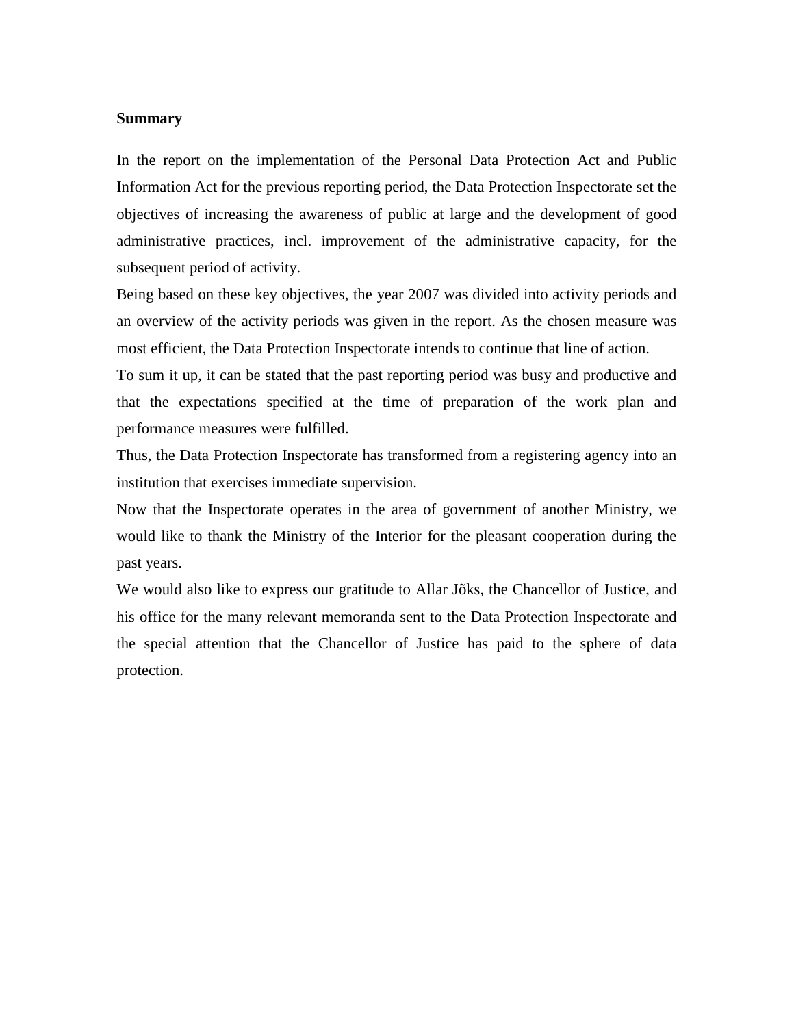**Summary**

In the report on the implementation of the Personal Data Protection Act and Public Information Act for the previous reporting period, the Data Protection Inspectorate set the objectives of increasing the awareness of public at large and the development of good administrative practices, incl. improvement of the administrative capacity, for the subsequent period of activity.

Being based on these key objectives, the year 2007 was divided into activity periods and an overview of the activity periods was given in the report. As the chosen measure was most efficient, the Data Protection Inspectorate intends to continue that line of action.

To sum it up, it can be stated that the past reporting period was busy and productive and that the expectations specified at the time of preparation of the work plan and performance measures were fulfilled.

Thus, the Data Protection Inspectorate has transformed from a registering agency into an institution that exercises immediate supervision.

Now that the Inspectorate operates in the area of government of another Ministry, we would like to thank the Ministry of the Interior for the pleasant cooperation during the past years.

We would also like to express our gratitude to Allar Jõks, the Chancellor of Justice, and his office for the many relevant memoranda sent to the Data Protection Inspectorate and the special attention that the Chancellor of Justice has paid to the sphere of data protection.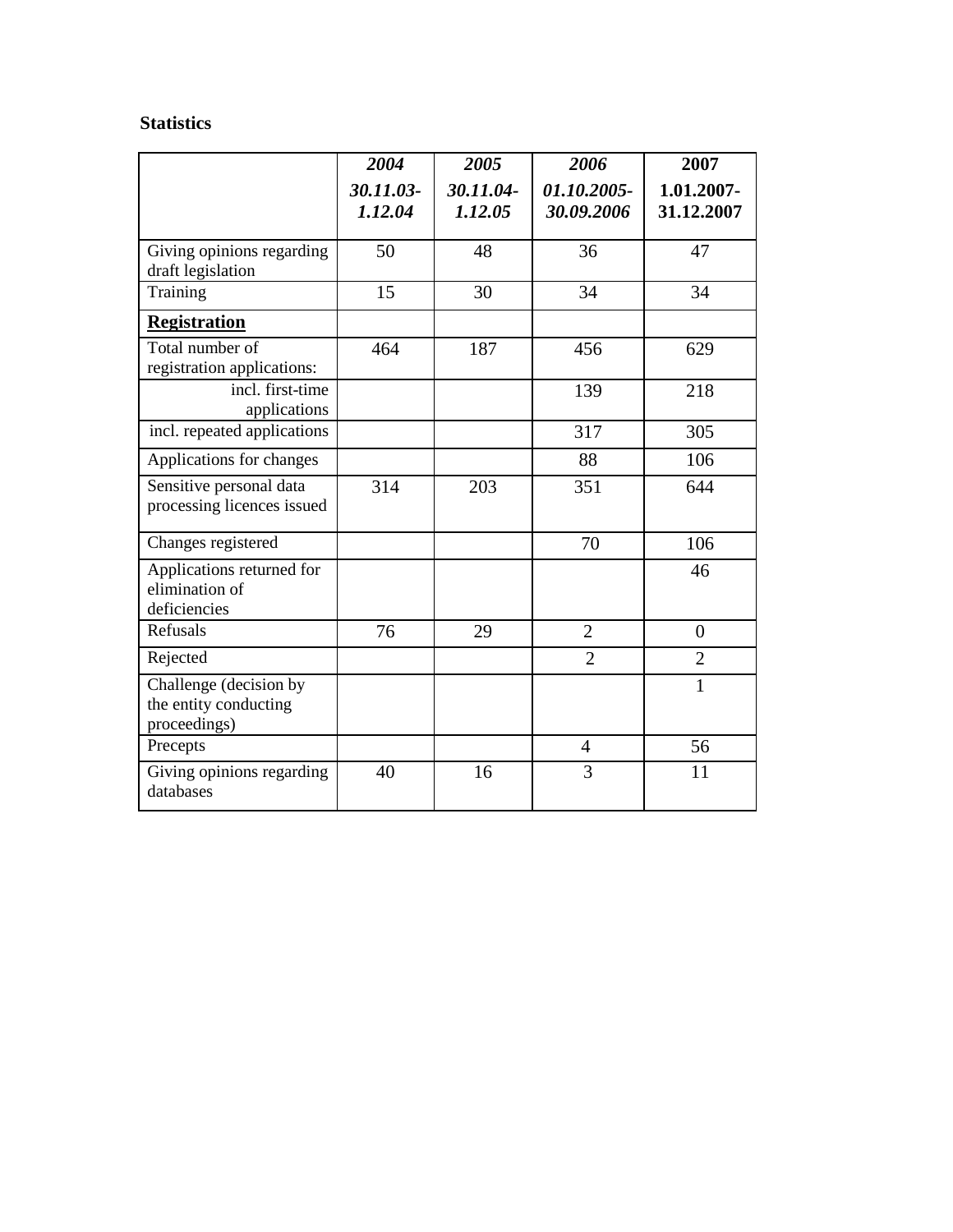**Statistics**

| | *2004* *30.11.03-1.12.04* | *2005* *30.11.04-1.12.05* | *2006* *01.10.2005-30.09.2006* | **2007** **1.01.2007-31.12.2007** |
|---|---|---|---|---|
| Giving opinions regarding draft legislation | 50 | 48 | 36 | 47 |
| Training | 15 | 30 | 34 | 34 |
| **Registration** | | | | |
| Total number of registration applications: | 464 | 187 | 456 | 629 |
| incl. first-time applications | | | 139 | 218 |
| incl. repeated applications | | | 317 | 305 |
| Applications for changes | | | 88 | 106 |
| Sensitive personal data processing licences issued | 314 | 203 | 351 | 644 |
| Changes registered | | | 70 | 106 |
| Applications returned for elimination of deficiencies | | | | 46 |
| Refusals | 76 | 29 | 2 | 0 |
| Rejected | | | 2 | 2 |
| Challenge (decision by the entity conducting proceedings) | | | | 1 |
| Precepts | | | 4 | 56 |
| Giving opinions regarding databases | 40 | 16 | 3 | 11 |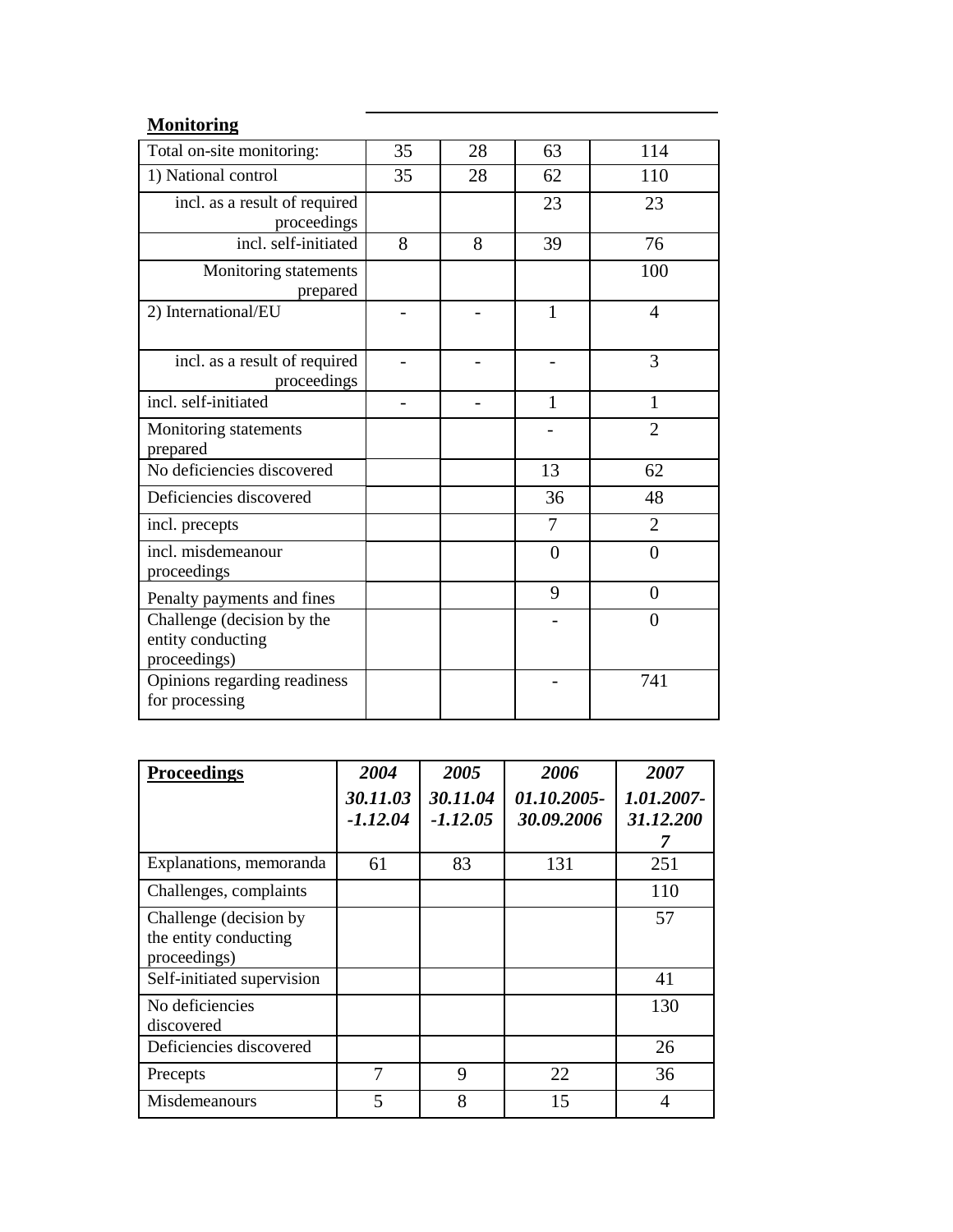**Monitoring**

| Total on-site monitoring: | 35 | 28 | 63 | 114 |
|---|---|---|---|---|
| 1) National control | 35 | 28 | 62 | 110 |
| incl. as a result of required proceedings | | | 23 | 23 |
| incl. self-initiated | 8 | 8 | 39 | 76 |
| Monitoring statements prepared | | | | 100 |
| 2) International/EU | - | - | 1 | 4 |
| incl. as a result of required proceedings | - | - | - | 3 |
| incl. self-initiated | - | - | 1 | 1 |
| Monitoring statements prepared | | | - | 2 |
| No deficiencies discovered | | | 13 | 62 |
| Deficiencies discovered | | | 36 | 48 |
| incl. precepts | | | 7 | 2 |
| incl. misdemeanour proceedings | | | 0 | 0 |
| Penalty payments and fines | | | 9 | 0 |
| Challenge (decision by the entity conducting proceedings) | | | - | 0 |
| Opinions regarding readiness for processing | | | - | 741 |

| **Proceedings** | ***2004*** ***30.11.03 -1.12.04*** | ***2005*** ***30.11.04 -1.12.05*** | ***2006*** ***01.10.2005- 30.09.2006*** | ***2007*** ***1.01.2007- 31.12.2007*** |
|---|---|---|---|---|
| Explanations, memoranda | 61 | 83 | 131 | 251 |
| Challenges, complaints | | | | 110 |
| Challenge (decision by the entity conducting proceedings) | | | | 57 |
| Self-initiated supervision | | | | 41 |
| No deficiencies discovered | | | | 130 |
| Deficiencies discovered | | | | 26 |
| Precepts | 7 | 9 | 22 | 36 |
| Misdemeanours | 5 | 8 | 15 | 4 |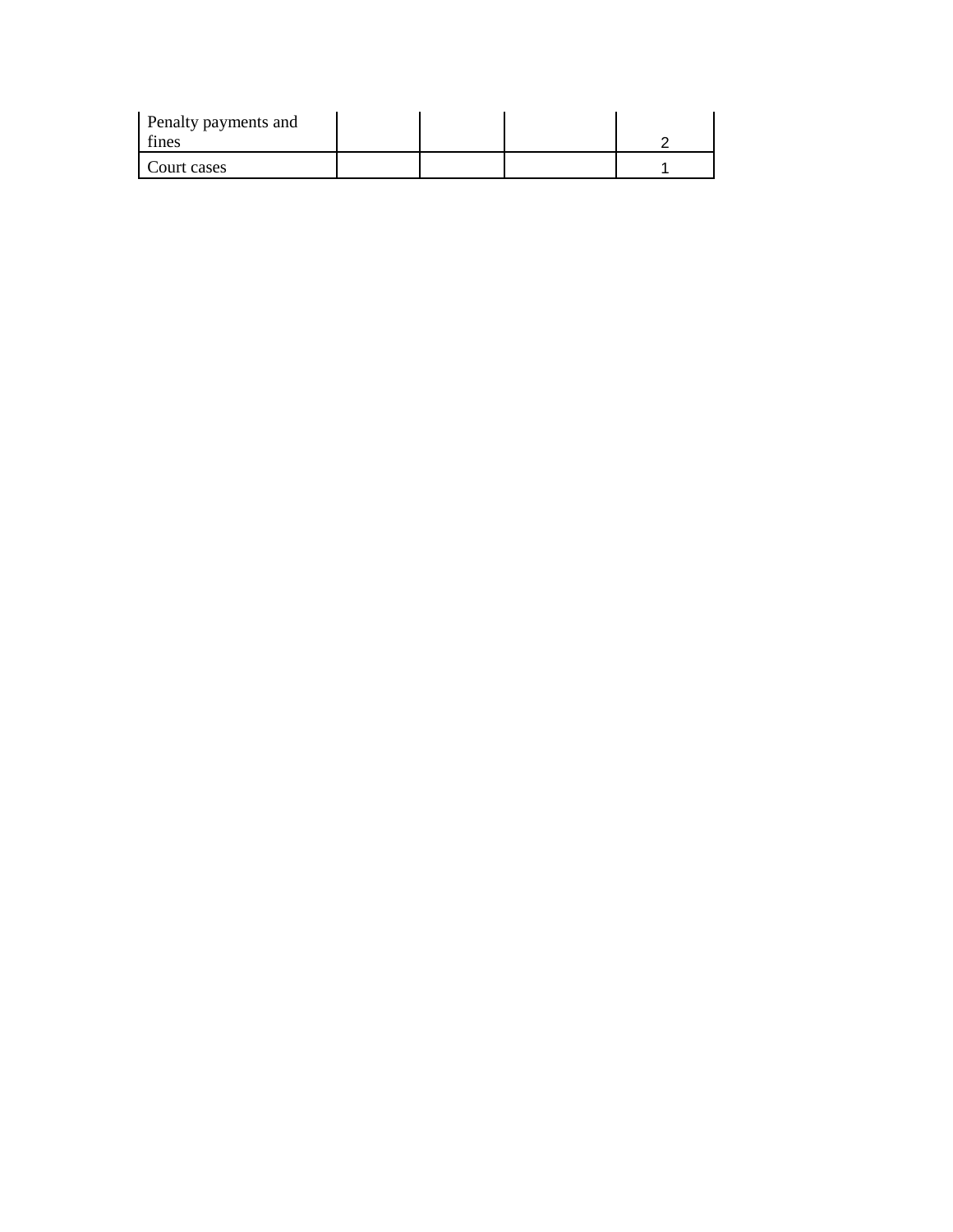| | | | | |
|---|---|---|---|---|
| Penalty payments and fines | | | | 2 |
| Court cases | | | | 1 |